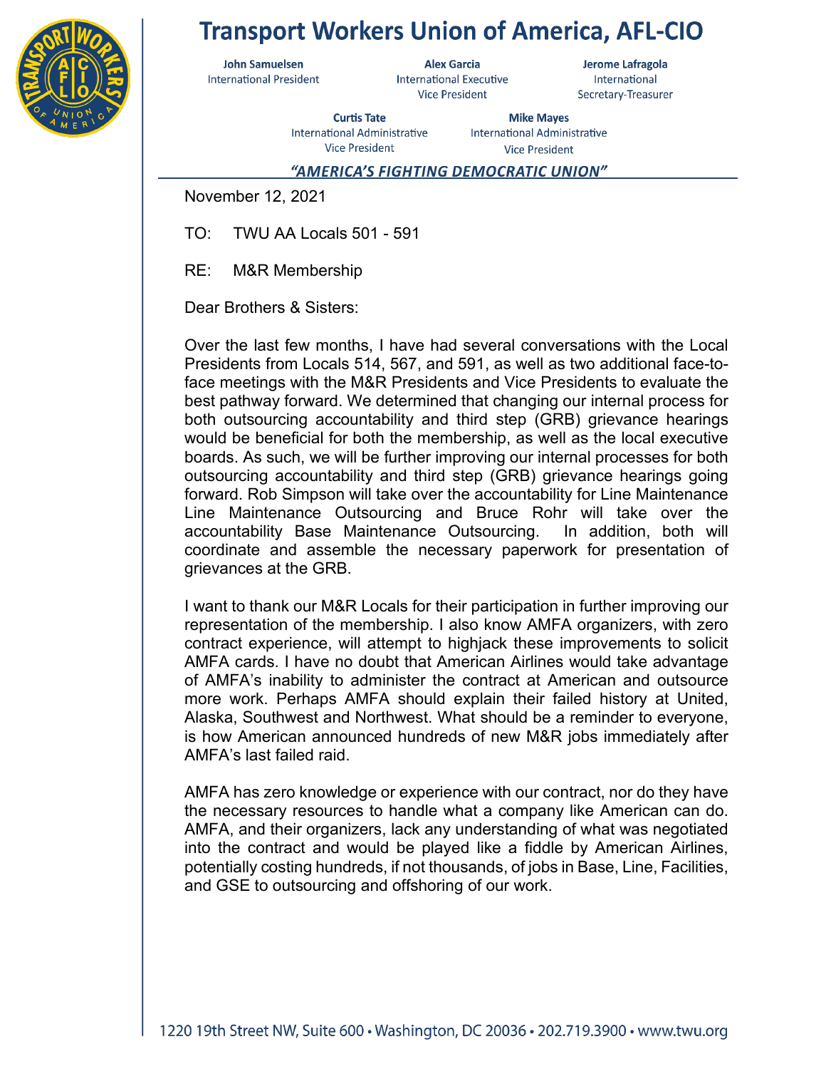# Transport Workers Union of America, AFL-CIO

**John Samuelsen**
International President

**Alex Garcia**
International Executive Vice President

**Jerome Lafragola**
International Secretary-Treasurer

**Curtis Tate**
International Administrative Vice President

**Mike Mayes**
International Administrative Vice President

***"AMERICA'S FIGHTING DEMOCRATIC UNION"***

November 12, 2021

TO: TWU AA Locals 501 - 591

RE: M&R Membership

Dear Brothers & Sisters:

Over the last few months, I have had several conversations with the Local Presidents from Locals 514, 567, and 591, as well as two additional face-to-face meetings with the M&R Presidents and Vice Presidents to evaluate the best pathway forward. We determined that changing our internal process for both outsourcing accountability and third step (GRB) grievance hearings would be beneficial for both the membership, as well as the local executive boards. As such, we will be further improving our internal processes for both outsourcing accountability and third step (GRB) grievance hearings going forward. Rob Simpson will take over the accountability for Line Maintenance Line Maintenance Outsourcing and Bruce Rohr will take over the accountability Base Maintenance Outsourcing. In addition, both will coordinate and assemble the necessary paperwork for presentation of grievances at the GRB.

I want to thank our M&R Locals for their participation in further improving our representation of the membership. I also know AMFA organizers, with zero contract experience, will attempt to highjack these improvements to solicit AMFA cards. I have no doubt that American Airlines would take advantage of AMFA's inability to administer the contract at American and outsource more work. Perhaps AMFA should explain their failed history at United, Alaska, Southwest and Northwest. What should be a reminder to everyone, is how American announced hundreds of new M&R jobs immediately after AMFA's last failed raid.

AMFA has zero knowledge or experience with our contract, nor do they have the necessary resources to handle what a company like American can do. AMFA, and their organizers, lack any understanding of what was negotiated into the contract and would be played like a fiddle by American Airlines, potentially costing hundreds, if not thousands, of jobs in Base, Line, Facilities, and GSE to outsourcing and offshoring of our work.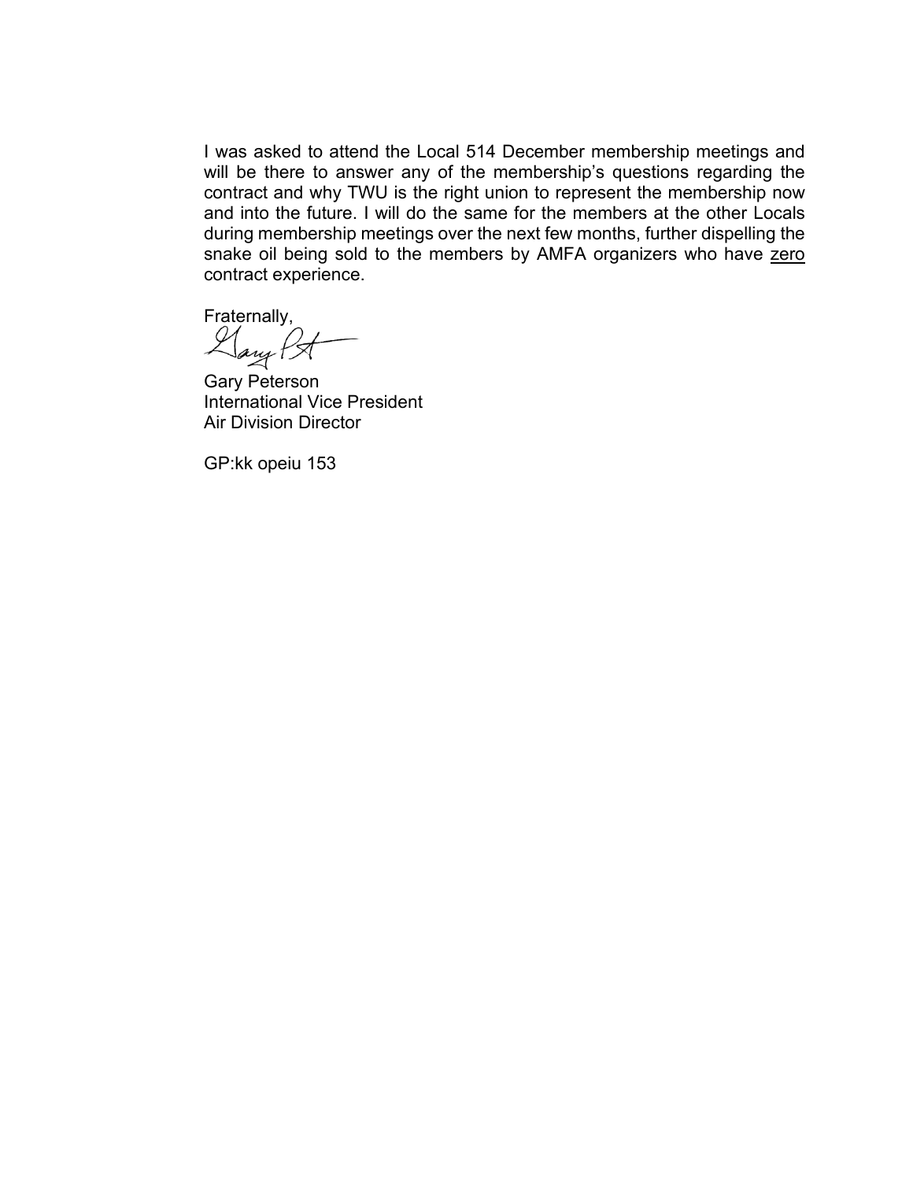I was asked to attend the Local 514 December membership meetings and will be there to answer any of the membership's questions regarding the contract and why TWU is the right union to represent the membership now and into the future. I will do the same for the members at the other Locals during membership meetings over the next few months, further dispelling the snake oil being sold to the members by AMFA organizers who have <u>zero</u> contract experience.

Fraternally,

Gary Peterson
International Vice President
Air Division Director

GP:kk opeiu 153